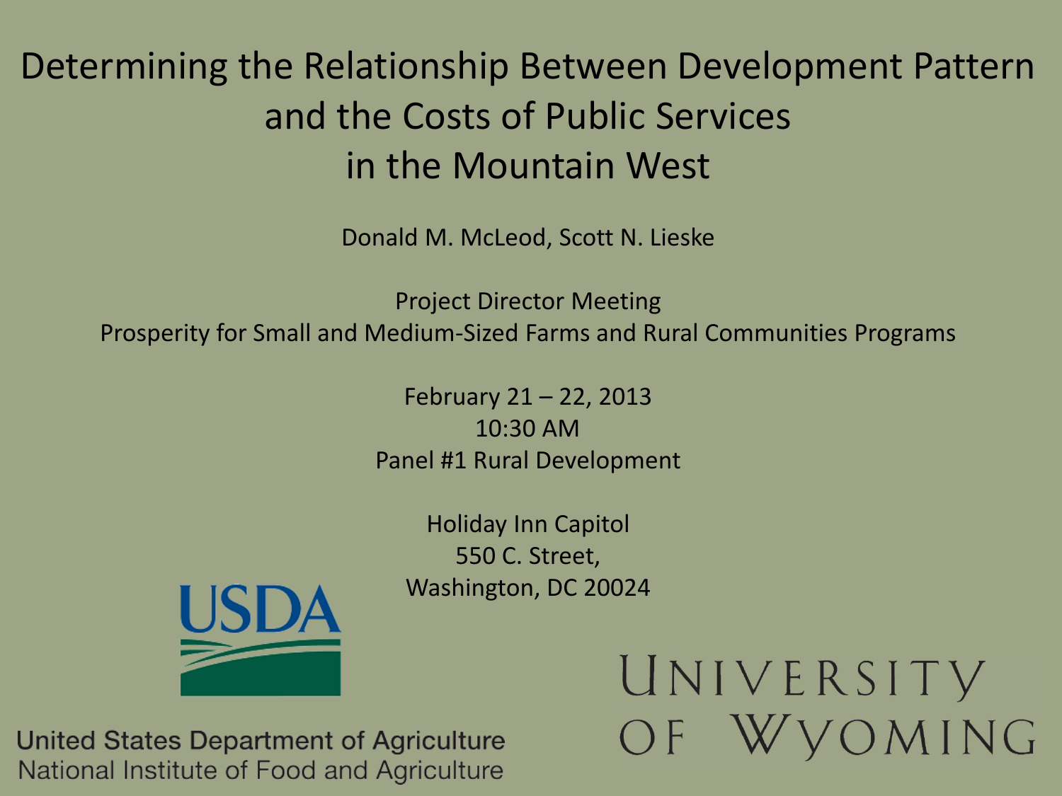# Determining the Relationship Between Development Pattern and the Costs of Public Services in the Mountain West

Donald M. McLeod, Scott N. Lieske

Project Director Meeting
Prosperity for Small and Medium-Sized Farms and Rural Communities Programs

February 21 – 22, 2013
10:30 AM
Panel #1 Rural Development

Holiday Inn Capitol
550 C. Street,
Washington, DC 20024

USDA

United States Department of Agriculture
National Institute of Food and Agriculture

University of Wyoming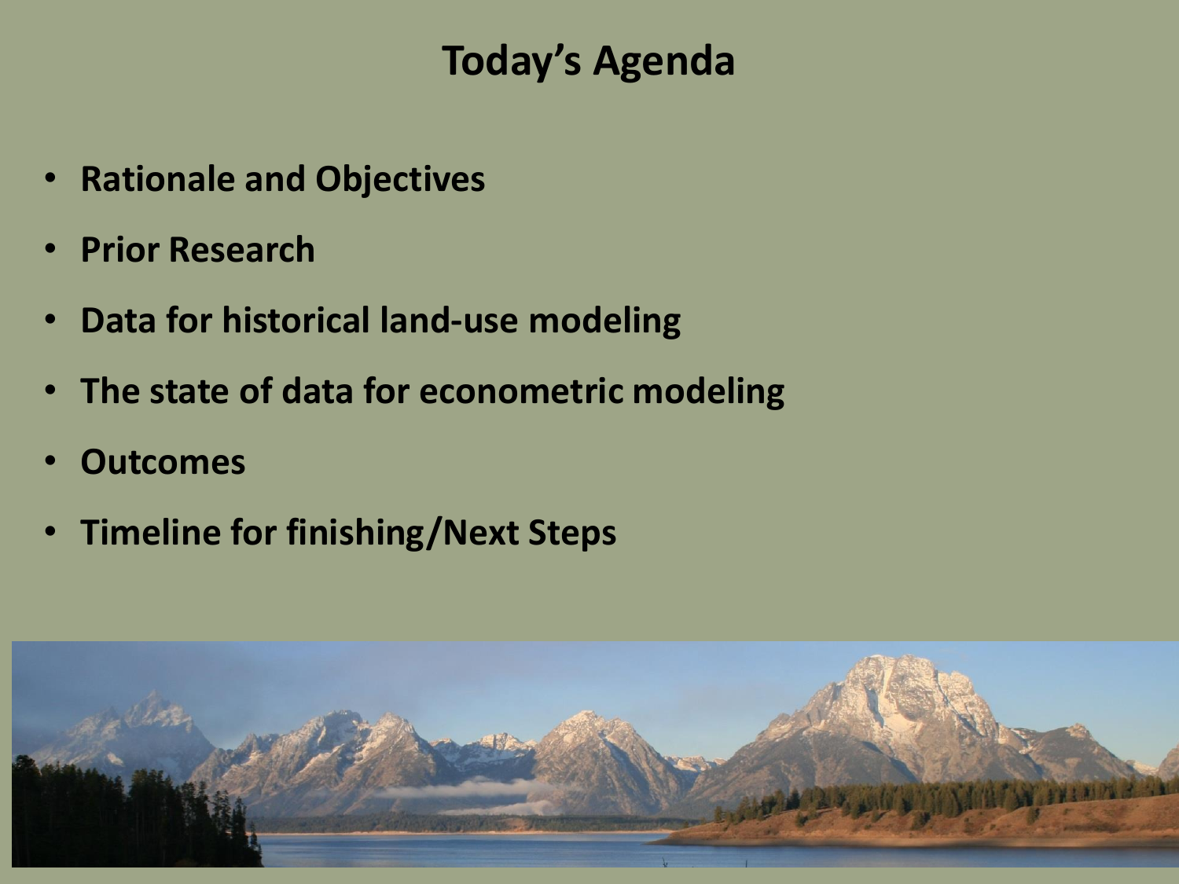# Today's Agenda

- **Rationale and Objectives**
- **Prior Research**
- **Data for historical land-use modeling**
- **The state of data for econometric modeling**
- **Outcomes**
- **Timeline for finishing/Next Steps**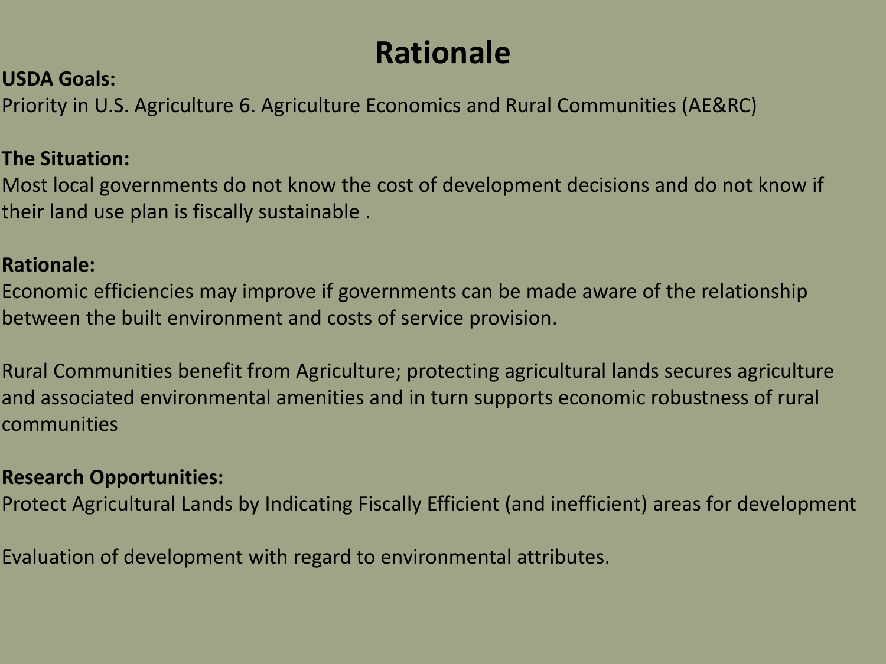# Rationale

**USDA Goals:**

Priority in U.S. Agriculture 6. Agriculture Economics and Rural Communities (AE&RC)

**The Situation:**

Most local governments do not know the cost of development decisions and do not know if their land use plan is fiscally sustainable .

**Rationale:**

Economic efficiencies may improve if governments can be made aware of the relationship between the built environment and costs of service provision.

Rural Communities benefit from Agriculture; protecting agricultural lands secures agriculture and associated environmental amenities and in turn supports economic robustness of rural communities

**Research Opportunities:**

Protect Agricultural Lands by Indicating Fiscally Efficient (and inefficient) areas for development

Evaluation of development with regard to environmental attributes.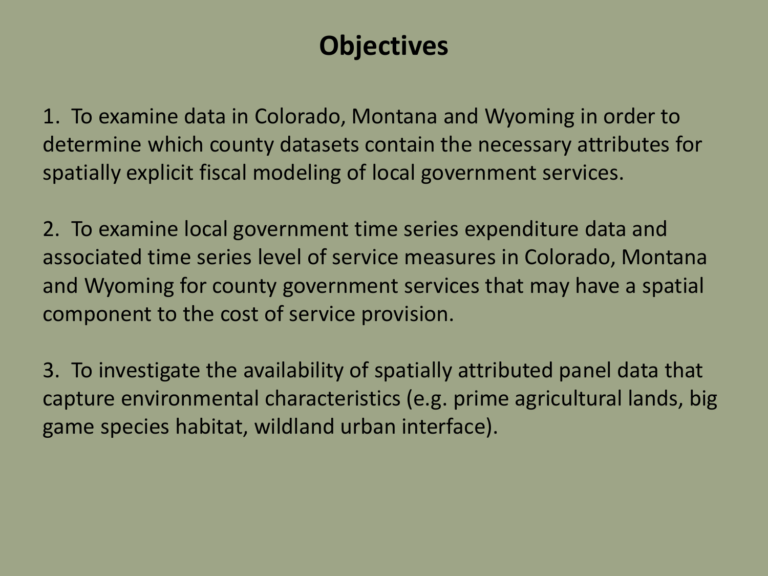# Objectives

1. To examine data in Colorado, Montana and Wyoming in order to determine which county datasets contain the necessary attributes for spatially explicit fiscal modeling of local government services.

2. To examine local government time series expenditure data and associated time series level of service measures in Colorado, Montana and Wyoming for county government services that may have a spatial component to the cost of service provision.

3. To investigate the availability of spatially attributed panel data that capture environmental characteristics (e.g. prime agricultural lands, big game species habitat, wildland urban interface).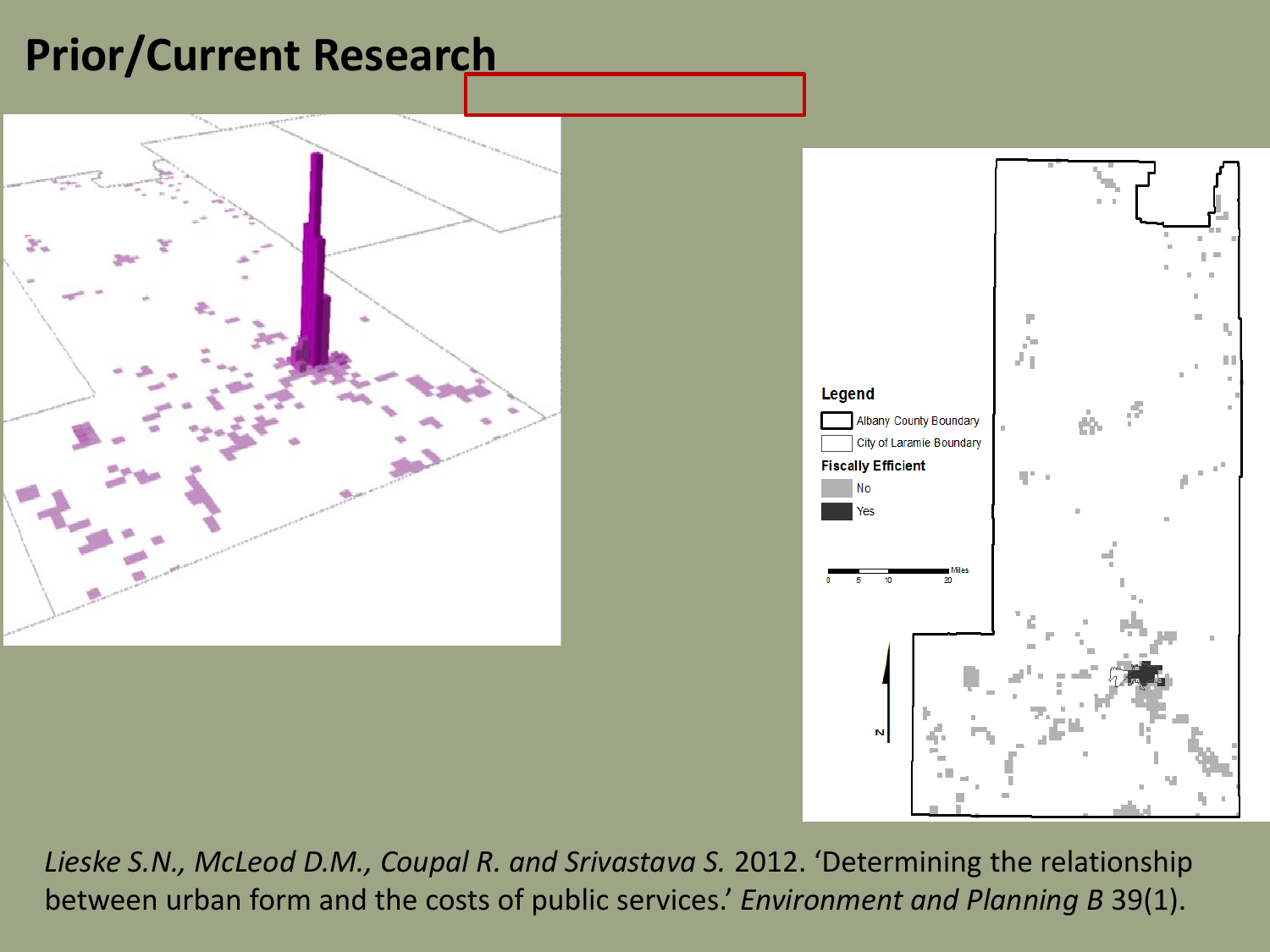# Prior/Current Research

Legend

Albany County Boundary

City of Laramie Boundary

Fiscally Efficient

No

Yes

*Lieske S.N., McLeod D.M., Coupal R. and Srivastava S.* 2012. 'Determining the relationship between urban form and the costs of public services.' *Environment and Planning B* 39(1).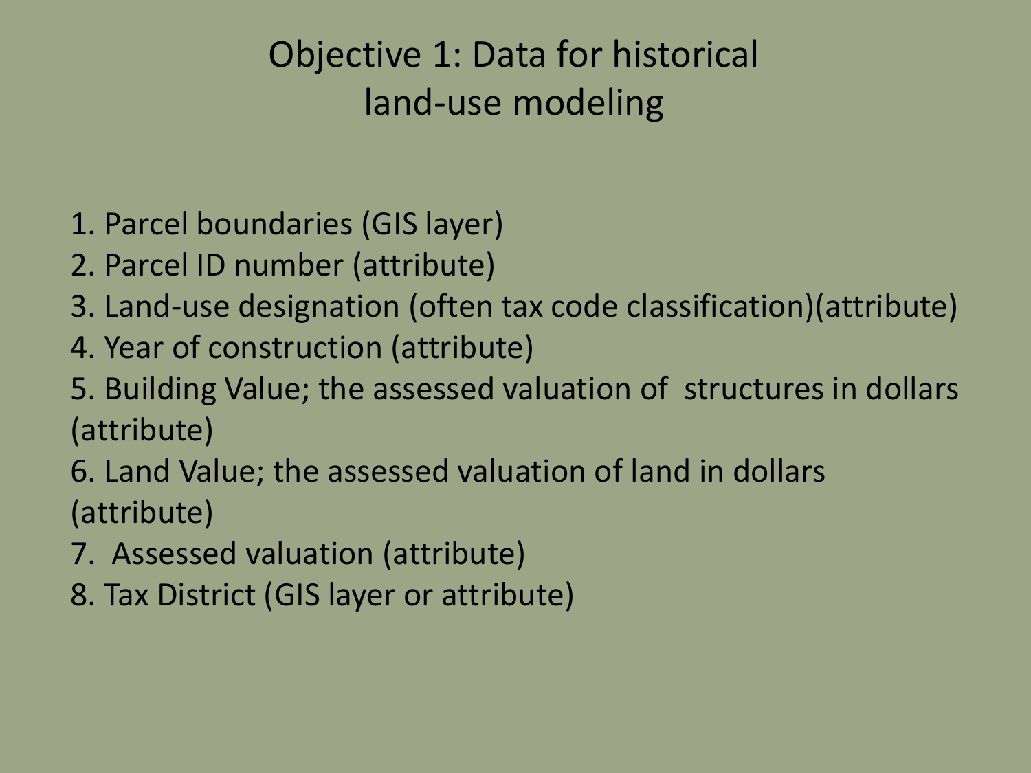# Objective 1: Data for historical land-use modeling

1. Parcel boundaries (GIS layer)
2. Parcel ID number (attribute)
3. Land-use designation (often tax code classification)(attribute)
4. Year of construction (attribute)
5. Building Value; the assessed valuation of structures in dollars (attribute)
6. Land Value; the assessed valuation of land in dollars (attribute)
7. Assessed valuation (attribute)
8. Tax District (GIS layer or attribute)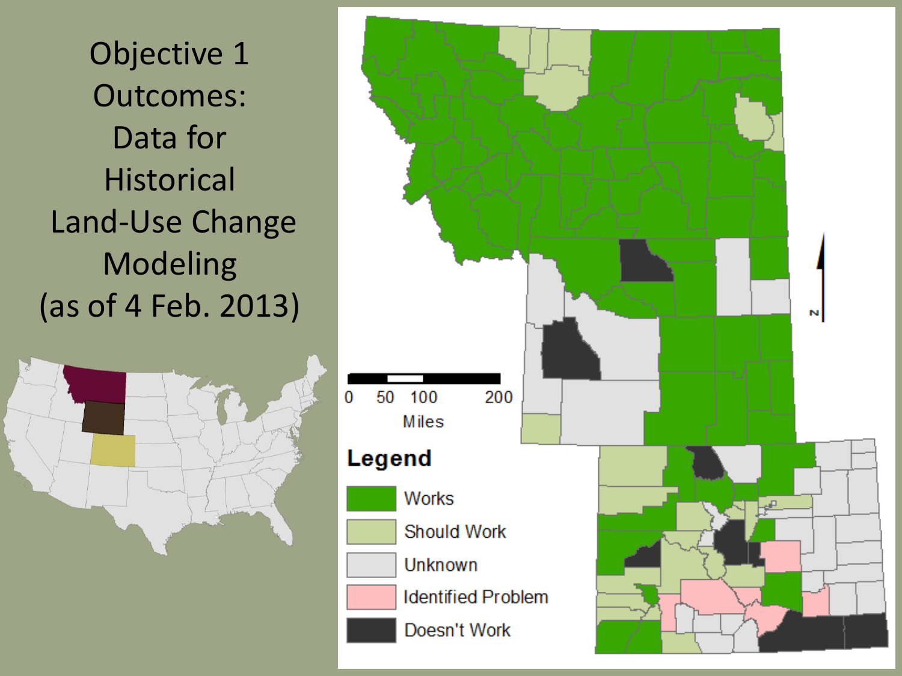# Objective 1 Outcomes: Data for Historical Land-Use Change Modeling (as of 4 Feb. 2013)

0 50 100 200
Miles

N

**Legend**

- Works
- Should Work
- Unknown
- Identified Problem
- Doesn't Work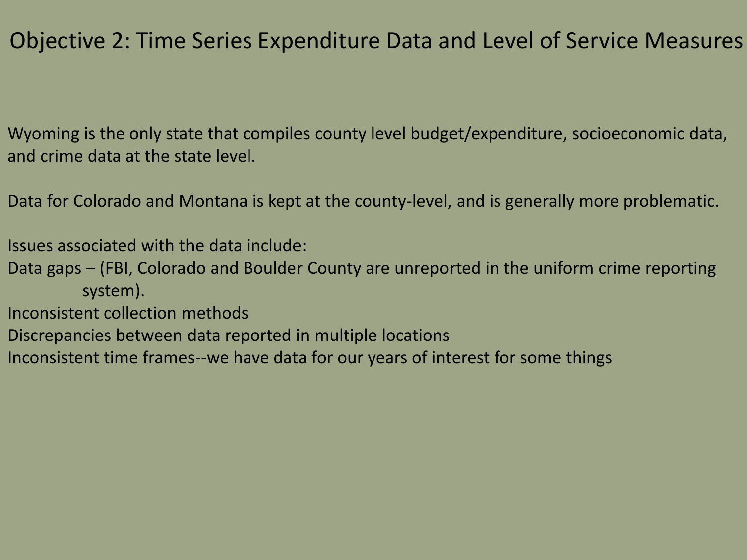# Objective 2: Time Series Expenditure Data and Level of Service Measures

Wyoming is the only state that compiles county level budget/expenditure, socioeconomic data, and crime data at the state level.

Data for Colorado and Montana is kept at the county-level, and is generally more problematic.

Issues associated with the data include:

Data gaps – (FBI, Colorado and Boulder County are unreported in the uniform crime reporting system).

Inconsistent collection methods

Discrepancies between data reported in multiple locations

Inconsistent time frames--we have data for our years of interest for some things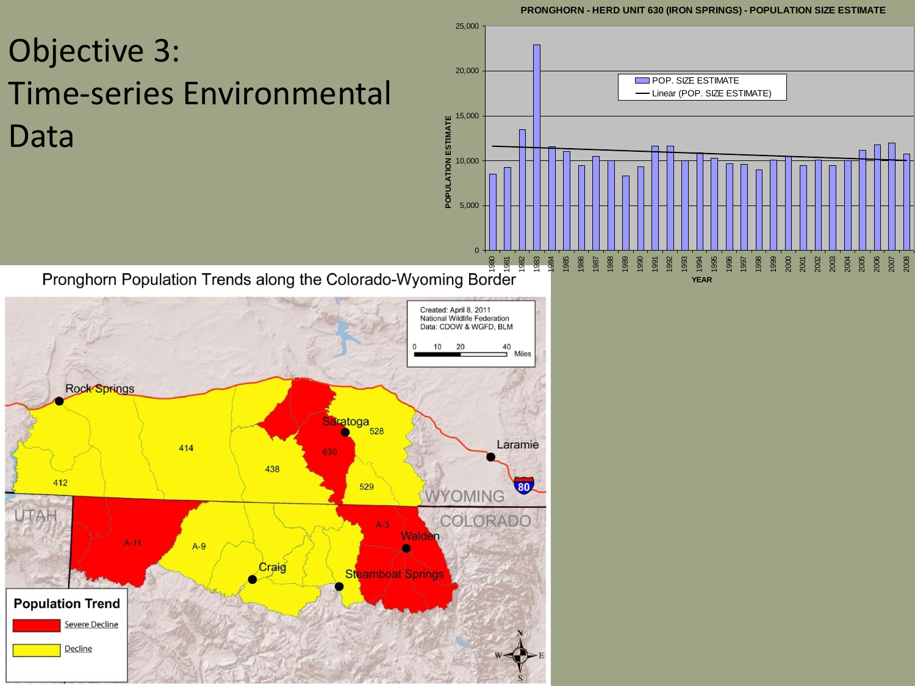# Objective 3:
# Time-series Environmental Data

**PRONGHORN - HERD UNIT 630 (IRON SPRINGS) - POPULATION SIZE ESTIMATE**

Legend: POP. SIZE ESTIMATE; Linear (POP. SIZE ESTIMATE)

Y-axis: POPULATION ESTIMATE (0 – 25,000)

X-axis: YEAR (1980 – 2008)

**Pronghorn Population Trends along the Colorado-Wyoming Border**

Created: April 8, 2011
National Wildlife Federation
Data: CDOW & WGFD, BLM

Scale: 0, 10, 20, 40 Miles

Map labels: Rock Springs, Saratoga, Laramie, Walden, Craig, Steamboat Springs, WYOMING, COLORADO, UTAH, 80, 412, 414, 438, 630, 528, 529, A-11, A-9, A-3

**Population Trend**

- Severe Decline
- Decline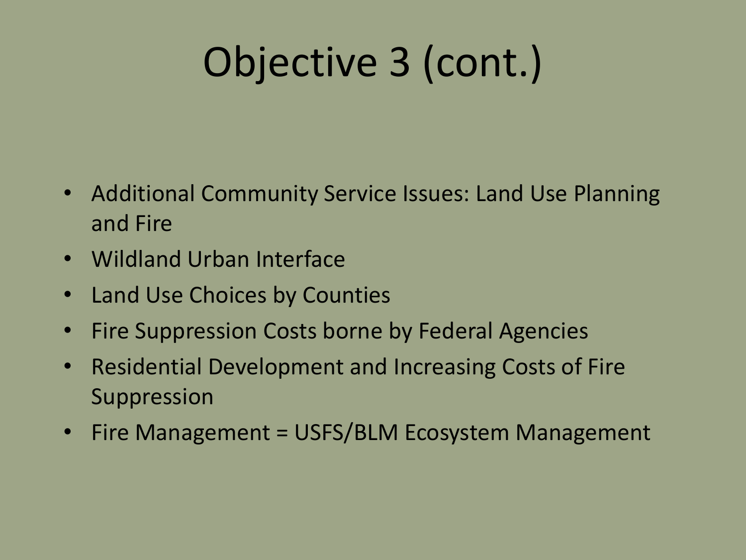# Objective 3 (cont.)

- Additional Community Service Issues: Land Use Planning and Fire
- Wildland Urban Interface
- Land Use Choices by Counties
- Fire Suppression Costs borne by Federal Agencies
- Residential Development and Increasing Costs of Fire Suppression
- Fire Management = USFS/BLM Ecosystem Management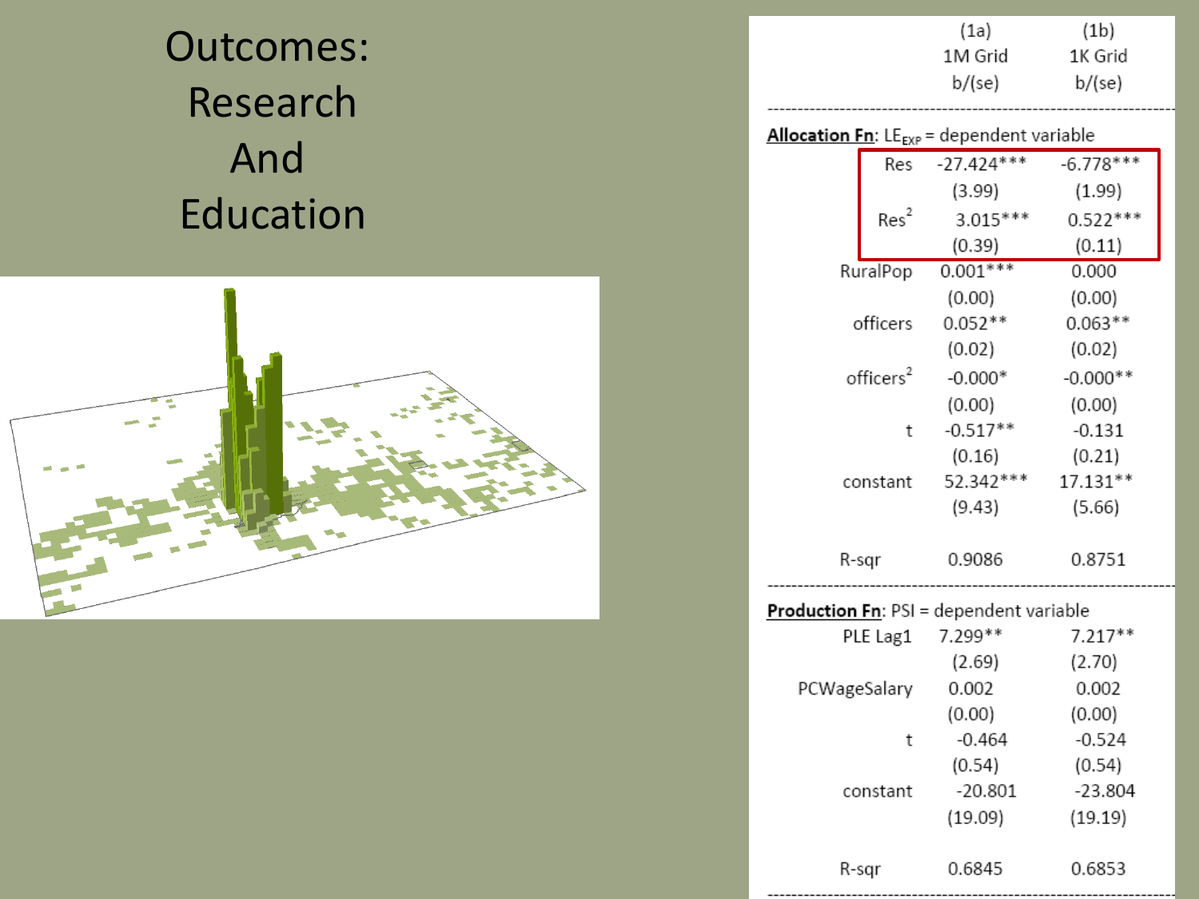# Outcomes: Research And Education

| | (1a) 1M Grid b/(se) | (1b) 1K Grid b/(se) |
|---|---|---|
| **Allocation Fn**: $LE_{EXP}$ = dependent variable | | |
| Res | -27.424*** | -6.778*** |
| | (3.99) | (1.99) |
| $Res^2$ | 3.015*** | 0.522*** |
| | (0.39) | (0.11) |
| RuralPop | 0.001*** | 0.000 |
| | (0.00) | (0.00) |
| officers | 0.052** | 0.063** |
| | (0.02) | (0.02) |
| $officers^2$ | -0.000* | -0.000** |
| | (0.00) | (0.00) |
| t | -0.517** | -0.131 |
| | (0.16) | (0.21) |
| constant | 52.342*** | 17.131** |
| | (9.43) | (5.66) |
| R-sqr | 0.9086 | 0.8751 |
| **Production Fn**: PSI = dependent variable | | |
| PLE Lag1 | 7.299** | 7.217** |
| | (2.69) | (2.70) |
| PCWageSalary | 0.002 | 0.002 |
| | (0.00) | (0.00) |
| t | -0.464 | -0.524 |
| | (0.54) | (0.54) |
| constant | -20.801 | -23.804 |
| | (19.09) | (19.19) |
| R-sqr | 0.6845 | 0.6853 |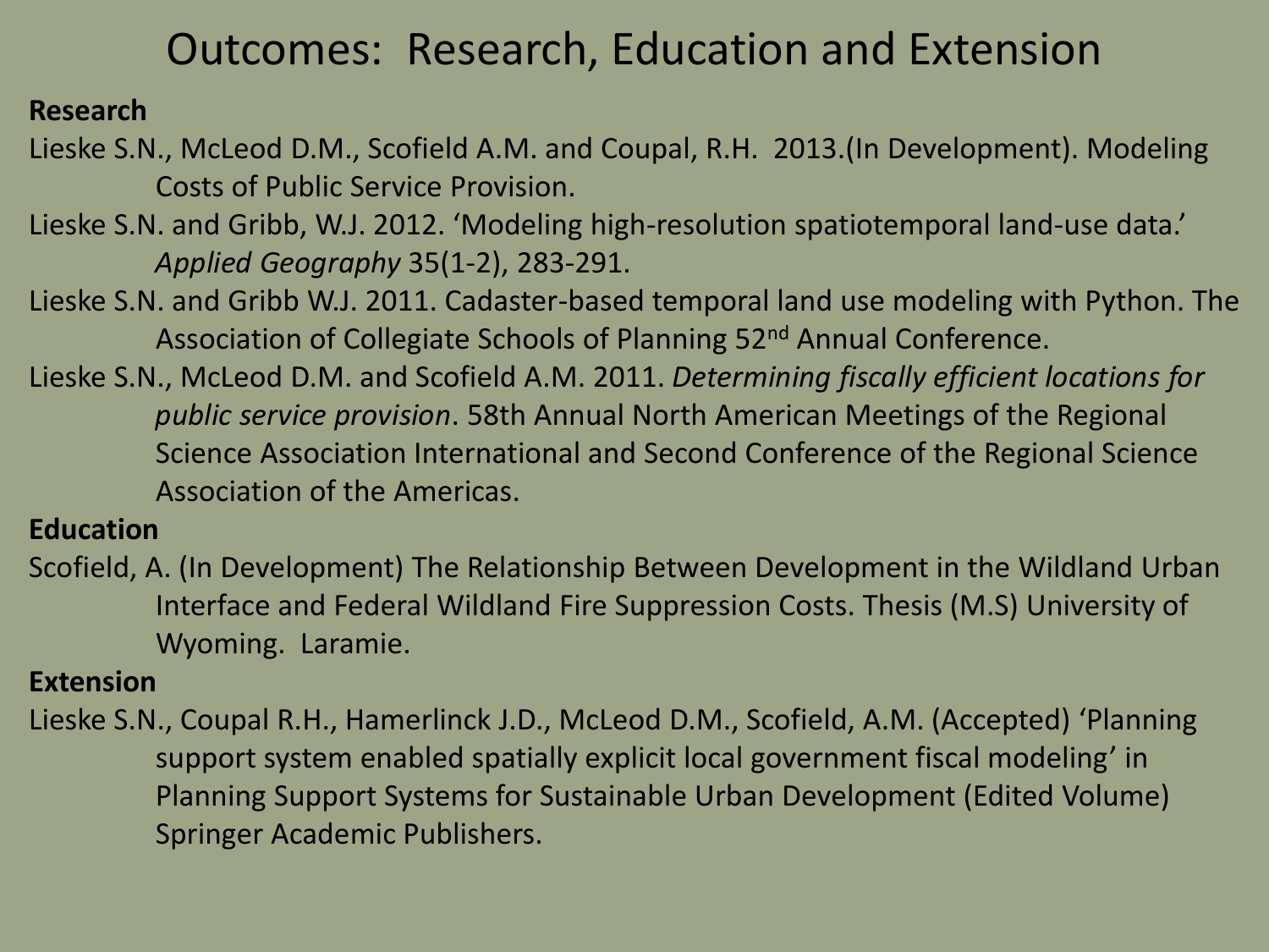# Outcomes: Research, Education and Extension

**Research**

Lieske S.N., McLeod D.M., Scofield A.M. and Coupal, R.H. 2013.(In Development). Modeling Costs of Public Service Provision.

Lieske S.N. and Gribb, W.J. 2012. 'Modeling high-resolution spatiotemporal land-use data.' *Applied Geography* 35(1-2), 283-291.

Lieske S.N. and Gribb W.J. 2011. Cadaster-based temporal land use modeling with Python. The Association of Collegiate Schools of Planning 52nd Annual Conference.

Lieske S.N., McLeod D.M. and Scofield A.M. 2011. *Determining fiscally efficient locations for public service provision*. 58th Annual North American Meetings of the Regional Science Association International and Second Conference of the Regional Science Association of the Americas.

**Education**

Scofield, A. (In Development) The Relationship Between Development in the Wildland Urban Interface and Federal Wildland Fire Suppression Costs. Thesis (M.S) University of Wyoming. Laramie.

**Extension**

Lieske S.N., Coupal R.H., Hamerlinck J.D., McLeod D.M., Scofield, A.M. (Accepted) 'Planning support system enabled spatially explicit local government fiscal modeling' in Planning Support Systems for Sustainable Urban Development (Edited Volume) Springer Academic Publishers.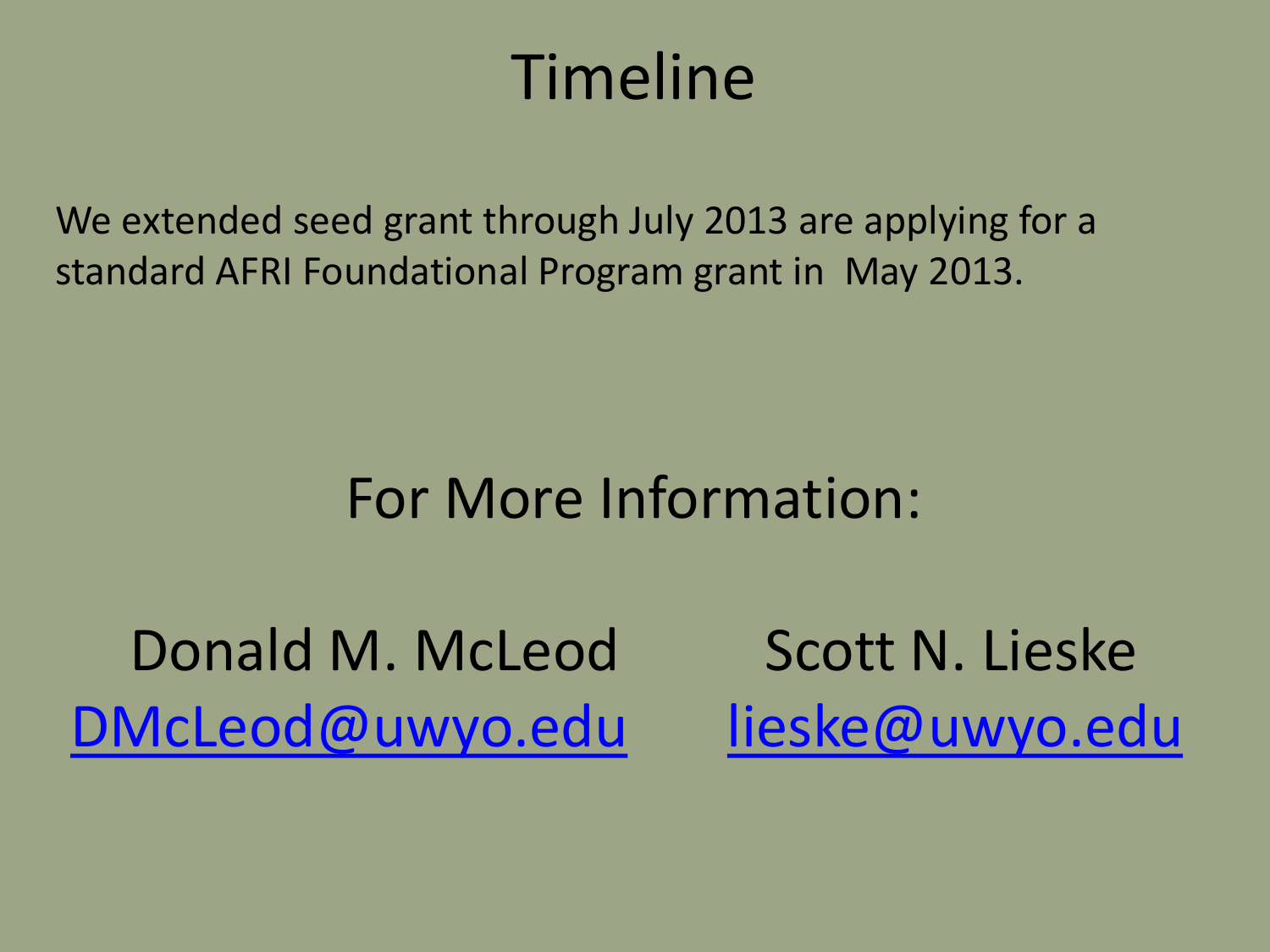# Timeline

We extended seed grant through July 2013 are applying for a standard AFRI Foundational Program grant in May 2013.

## For More Information:

Donald M. McLeod
DMcLeod@uwyo.edu

Scott N. Lieske
lieske@uwyo.edu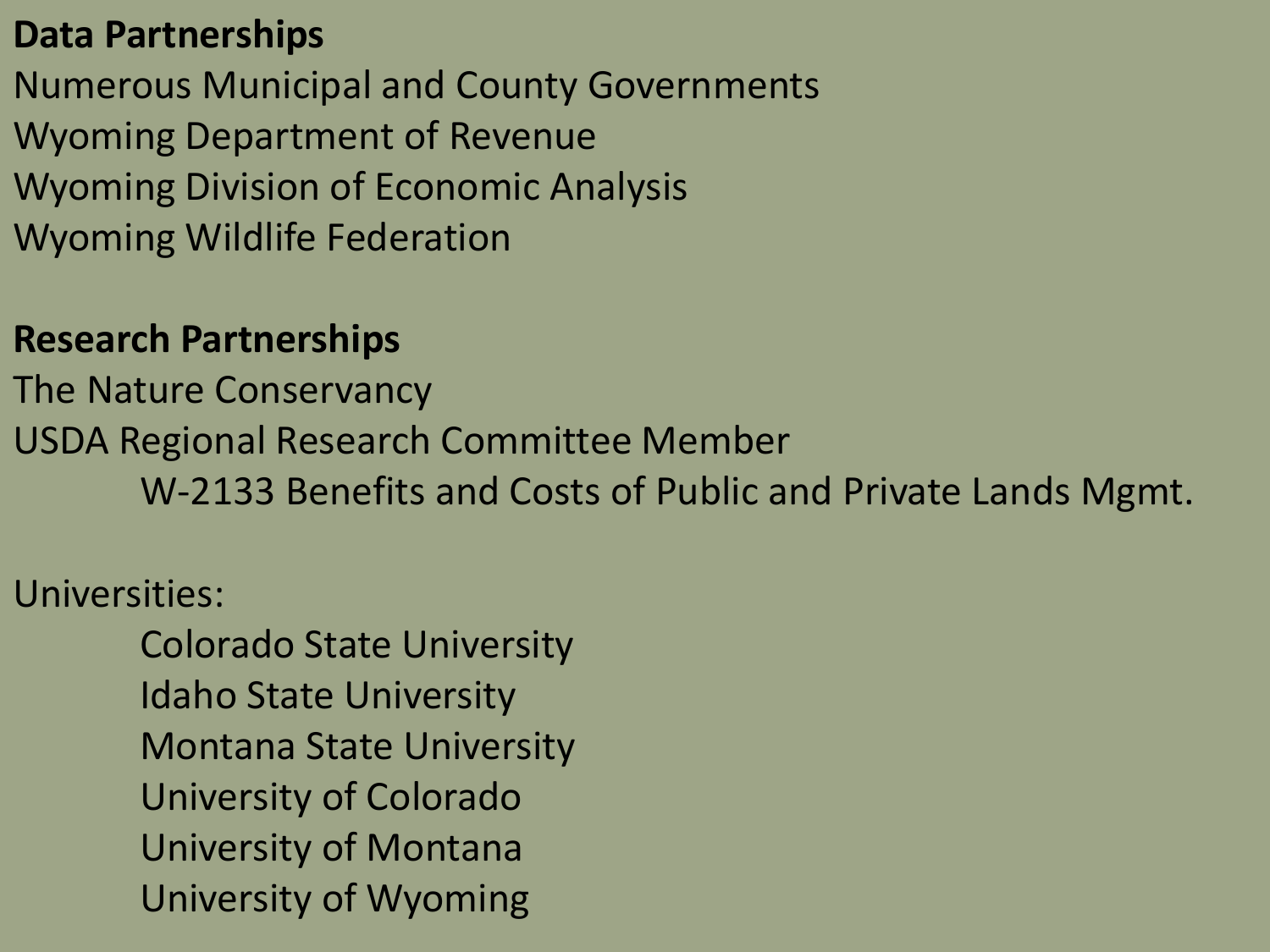**Data Partnerships**

Numerous Municipal and County Governments

Wyoming Department of Revenue

Wyoming Division of Economic Analysis

Wyoming Wildlife Federation

**Research Partnerships**

The Nature Conservancy

USDA Regional Research Committee Member

- W-2133 Benefits and Costs of Public and Private Lands Mgmt.

Universities:

- Colorado State University
- Idaho State University
- Montana State University
- University of Colorado
- University of Montana
- University of Wyoming